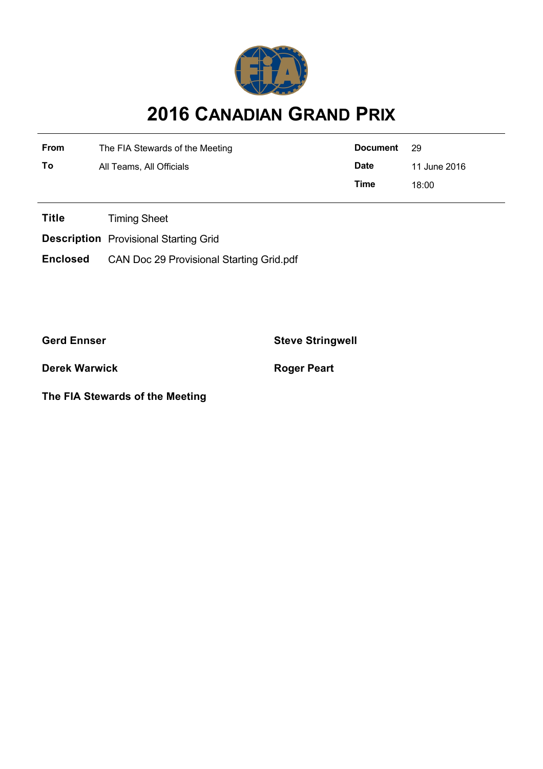# 2016 CANADIAN GRAND PRIX

| | | | |
|---|---|---|---|
| **From** | The FIA Stewards of the Meeting | **Document** | 29 |
| **To** | All Teams, All Officials | **Date** | 11 June 2016 |
| | | **Time** | 18:00 |

**Title** Timing Sheet

**Description** Provisional Starting Grid

**Enclosed** CAN Doc 29 Provisional Starting Grid.pdf

**Gerd Ennser**

**Steve Stringwell**

**Derek Warwick**

**Roger Peart**

**The FIA Stewards of the Meeting**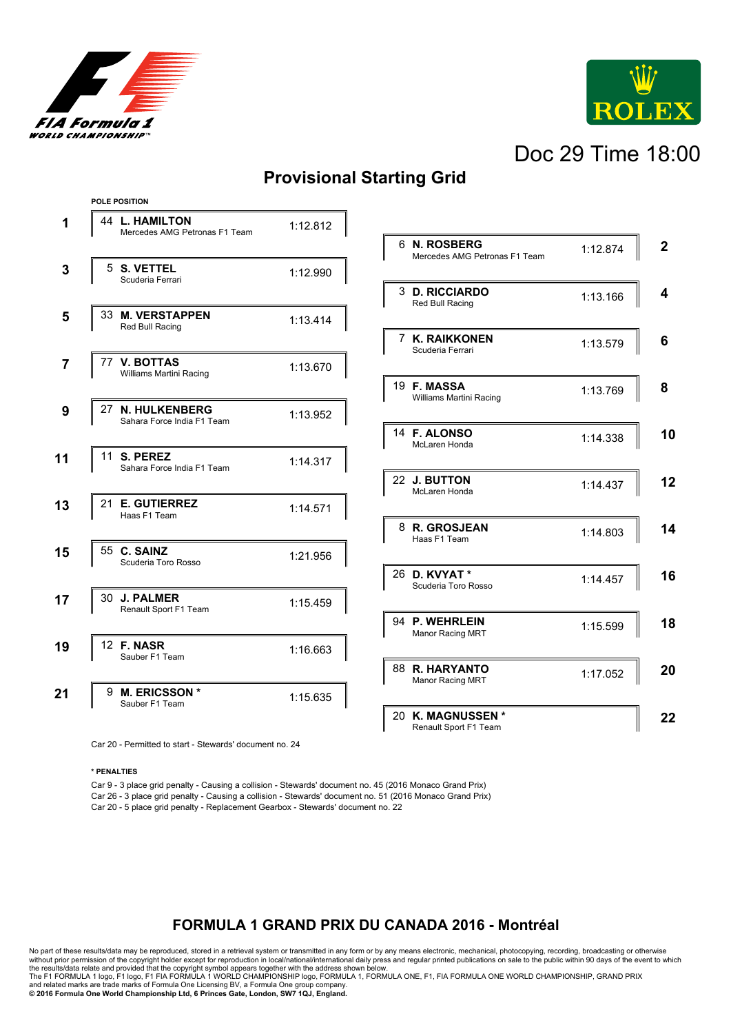Doc 29 Time 18:00

## Provisional Starting Grid

POLE POSITION

| Pos | No | Driver | Team | Time |
|---|---|---|---|---|
| 1 | 44 | L. HAMILTON | Mercedes AMG Petronas F1 Team | 1:12.812 |
| 2 | 6 | N. ROSBERG | Mercedes AMG Petronas F1 Team | 1:12.874 |
| 3 | 5 | S. VETTEL | Scuderia Ferrari | 1:12.990 |
| 4 | 3 | D. RICCIARDO | Red Bull Racing | 1:13.166 |
| 5 | 33 | M. VERSTAPPEN | Red Bull Racing | 1:13.414 |
| 6 | 7 | K. RAIKKONEN | Scuderia Ferrari | 1:13.579 |
| 7 | 77 | V. BOTTAS | Williams Martini Racing | 1:13.670 |
| 8 | 19 | F. MASSA | Williams Martini Racing | 1:13.769 |
| 9 | 27 | N. HULKENBERG | Sahara Force India F1 Team | 1:13.952 |
| 10 | 14 | F. ALONSO | McLaren Honda | 1:14.338 |
| 11 | 11 | S. PEREZ | Sahara Force India F1 Team | 1:14.317 |
| 12 | 22 | J. BUTTON | McLaren Honda | 1:14.437 |
| 13 | 21 | E. GUTIERREZ | Haas F1 Team | 1:14.571 |
| 14 | 8 | R. GROSJEAN | Haas F1 Team | 1:14.803 |
| 15 | 55 | C. SAINZ | Scuderia Toro Rosso | 1:21.956 |
| 16 | 26 | D. KVYAT * | Scuderia Toro Rosso | 1:14.457 |
| 17 | 30 | J. PALMER | Renault Sport F1 Team | 1:15.459 |
| 18 | 94 | P. WEHRLEIN | Manor Racing MRT | 1:15.599 |
| 19 | 12 | F. NASR | Sauber F1 Team | 1:16.663 |
| 20 | 88 | R. HARYANTO | Manor Racing MRT | 1:17.052 |
| 21 | 9 | M. ERICSSON * | Sauber F1 Team | 1:15.635 |
| 22 | 20 | K. MAGNUSSEN * | Renault Sport F1 Team | |

Car 20 - Permitted to start - Stewards' document no. 24

**\* PENALTIES**

Car 9 - 3 place grid penalty - Causing a collision - Stewards' document no. 45 (2016 Monaco Grand Prix)
Car 26 - 3 place grid penalty - Causing a collision - Stewards' document no. 51 (2016 Monaco Grand Prix)
Car 20 - 5 place grid penalty - Replacement Gearbox - Stewards' document no. 22

## FORMULA 1 GRAND PRIX DU CANADA 2016 - Montréal

No part of these results/data may be reproduced, stored in a retrieval system or transmitted in any form or by any means electronic, mechanical, photocopying, recording, broadcasting or otherwise without prior permission of the copyright holder except for reproduction in local/national/international daily press and regular printed publications on sale to the public within 90 days of the event to which the results/data relate and provided that the copyright symbol appears together with the address shown below.
The F1 FORMULA 1 logo, F1 logo, F1 FIA FORMULA 1 WORLD CHAMPIONSHIP logo, FORMULA 1, FORMULA ONE, F1, FIA FORMULA ONE WORLD CHAMPIONSHIP, GRAND PRIX and related marks are trade marks of Formula One Licensing BV, a Formula One group company.
**© 2016 Formula One World Championship Ltd, 6 Princes Gate, London, SW7 1QJ, England.**